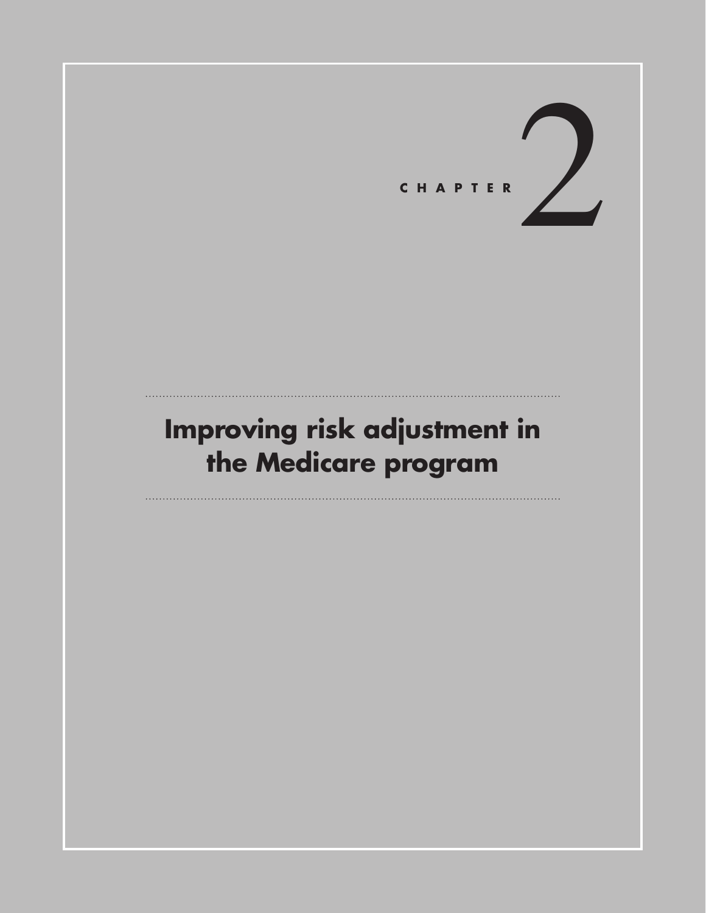# CHAPTER 2

# Improving risk adjustment in the Medicare program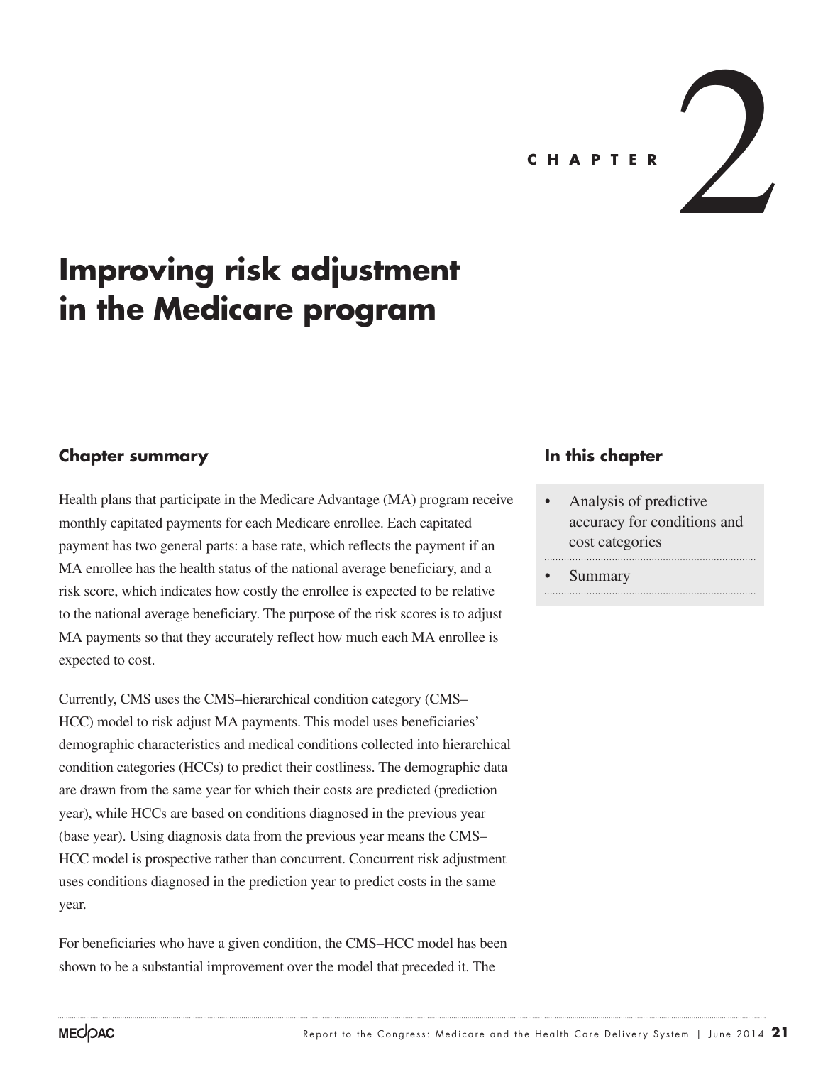CHAPTER 2

# Improving risk adjustment in the Medicare program

## Chapter summary

Health plans that participate in the Medicare Advantage (MA) program receive monthly capitated payments for each Medicare enrollee. Each capitated payment has two general parts: a base rate, which reflects the payment if an MA enrollee has the health status of the national average beneficiary, and a risk score, which indicates how costly the enrollee is expected to be relative to the national average beneficiary. The purpose of the risk scores is to adjust MA payments so that they accurately reflect how much each MA enrollee is expected to cost.

Currently, CMS uses the CMS–hierarchical condition category (CMS–HCC) model to risk adjust MA payments. This model uses beneficiaries' demographic characteristics and medical conditions collected into hierarchical condition categories (HCCs) to predict their costliness. The demographic data are drawn from the same year for which their costs are predicted (prediction year), while HCCs are based on conditions diagnosed in the previous year (base year). Using diagnosis data from the previous year means the CMS–HCC model is prospective rather than concurrent. Concurrent risk adjustment uses conditions diagnosed in the prediction year to predict costs in the same year.

For beneficiaries who have a given condition, the CMS–HCC model has been shown to be a substantial improvement over the model that preceded it. The

## In this chapter

- Analysis of predictive accuracy for conditions and cost categories
- Summary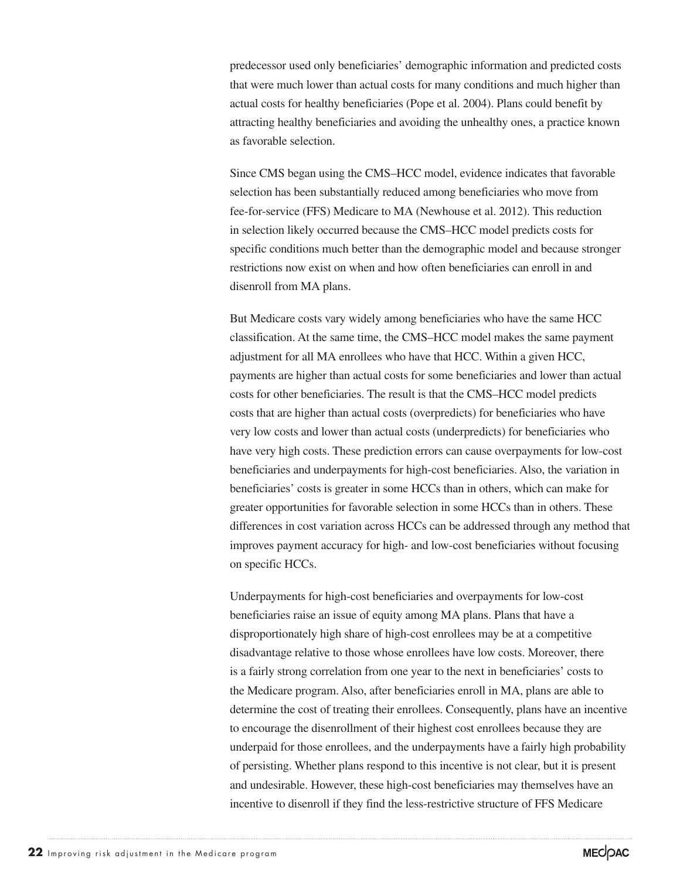predecessor used only beneficiaries' demographic information and predicted costs that were much lower than actual costs for many conditions and much higher than actual costs for healthy beneficiaries (Pope et al. 2004). Plans could benefit by attracting healthy beneficiaries and avoiding the unhealthy ones, a practice known as favorable selection.

Since CMS began using the CMS–HCC model, evidence indicates that favorable selection has been substantially reduced among beneficiaries who move from fee-for-service (FFS) Medicare to MA (Newhouse et al. 2012). This reduction in selection likely occurred because the CMS–HCC model predicts costs for specific conditions much better than the demographic model and because stronger restrictions now exist on when and how often beneficiaries can enroll in and disenroll from MA plans.

But Medicare costs vary widely among beneficiaries who have the same HCC classification. At the same time, the CMS–HCC model makes the same payment adjustment for all MA enrollees who have that HCC. Within a given HCC, payments are higher than actual costs for some beneficiaries and lower than actual costs for other beneficiaries. The result is that the CMS–HCC model predicts costs that are higher than actual costs (overpredicts) for beneficiaries who have very low costs and lower than actual costs (underpredicts) for beneficiaries who have very high costs. These prediction errors can cause overpayments for low-cost beneficiaries and underpayments for high-cost beneficiaries. Also, the variation in beneficiaries' costs is greater in some HCCs than in others, which can make for greater opportunities for favorable selection in some HCCs than in others. These differences in cost variation across HCCs can be addressed through any method that improves payment accuracy for high- and low-cost beneficiaries without focusing on specific HCCs.

Underpayments for high-cost beneficiaries and overpayments for low-cost beneficiaries raise an issue of equity among MA plans. Plans that have a disproportionately high share of high-cost enrollees may be at a competitive disadvantage relative to those whose enrollees have low costs. Moreover, there is a fairly strong correlation from one year to the next in beneficiaries' costs to the Medicare program. Also, after beneficiaries enroll in MA, plans are able to determine the cost of treating their enrollees. Consequently, plans have an incentive to encourage the disenrollment of their highest cost enrollees because they are underpaid for those enrollees, and the underpayments have a fairly high probability of persisting. Whether plans respond to this incentive is not clear, but it is present and undesirable. However, these high-cost beneficiaries may themselves have an incentive to disenroll if they find the less-restrictive structure of FFS Medicare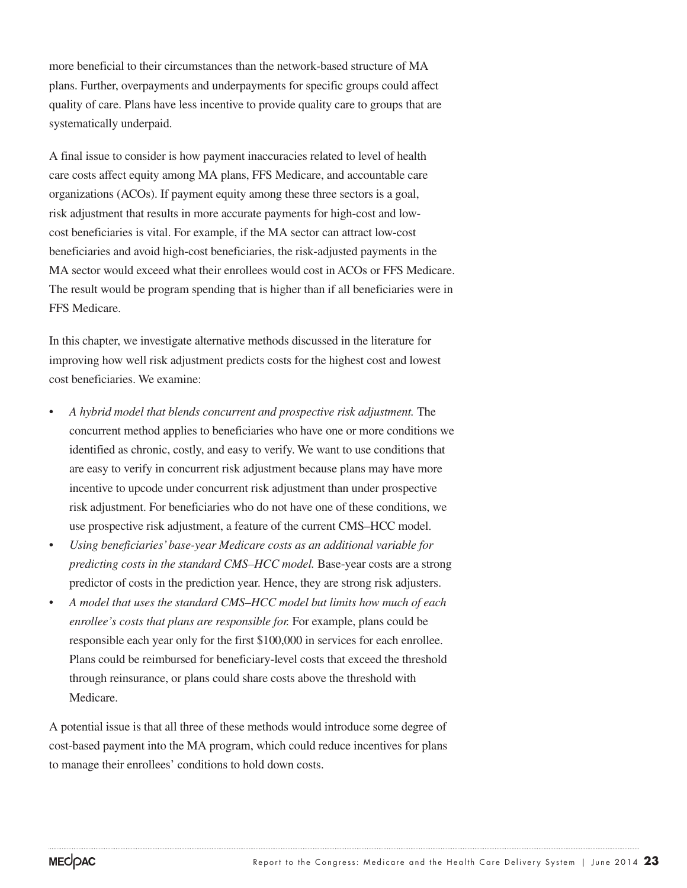more beneficial to their circumstances than the network-based structure of MA plans. Further, overpayments and underpayments for specific groups could affect quality of care. Plans have less incentive to provide quality care to groups that are systematically underpaid.

A final issue to consider is how payment inaccuracies related to level of health care costs affect equity among MA plans, FFS Medicare, and accountable care organizations (ACOs). If payment equity among these three sectors is a goal, risk adjustment that results in more accurate payments for high-cost and low-cost beneficiaries is vital. For example, if the MA sector can attract low-cost beneficiaries and avoid high-cost beneficiaries, the risk-adjusted payments in the MA sector would exceed what their enrollees would cost in ACOs or FFS Medicare. The result would be program spending that is higher than if all beneficiaries were in FFS Medicare.

In this chapter, we investigate alternative methods discussed in the literature for improving how well risk adjustment predicts costs for the highest cost and lowest cost beneficiaries. We examine:

- *A hybrid model that blends concurrent and prospective risk adjustment.* The concurrent method applies to beneficiaries who have one or more conditions we identified as chronic, costly, and easy to verify. We want to use conditions that are easy to verify in concurrent risk adjustment because plans may have more incentive to upcode under concurrent risk adjustment than under prospective risk adjustment. For beneficiaries who do not have one of these conditions, we use prospective risk adjustment, a feature of the current CMS–HCC model.
- *Using beneficiaries' base-year Medicare costs as an additional variable for predicting costs in the standard CMS–HCC model.* Base-year costs are a strong predictor of costs in the prediction year. Hence, they are strong risk adjusters.
- *A model that uses the standard CMS–HCC model but limits how much of each enrollee's costs that plans are responsible for.* For example, plans could be responsible each year only for the first $100,000 in services for each enrollee. Plans could be reimbursed for beneficiary-level costs that exceed the threshold through reinsurance, or plans could share costs above the threshold with Medicare.

A potential issue is that all three of these methods would introduce some degree of cost-based payment into the MA program, which could reduce incentives for plans to manage their enrollees' conditions to hold down costs.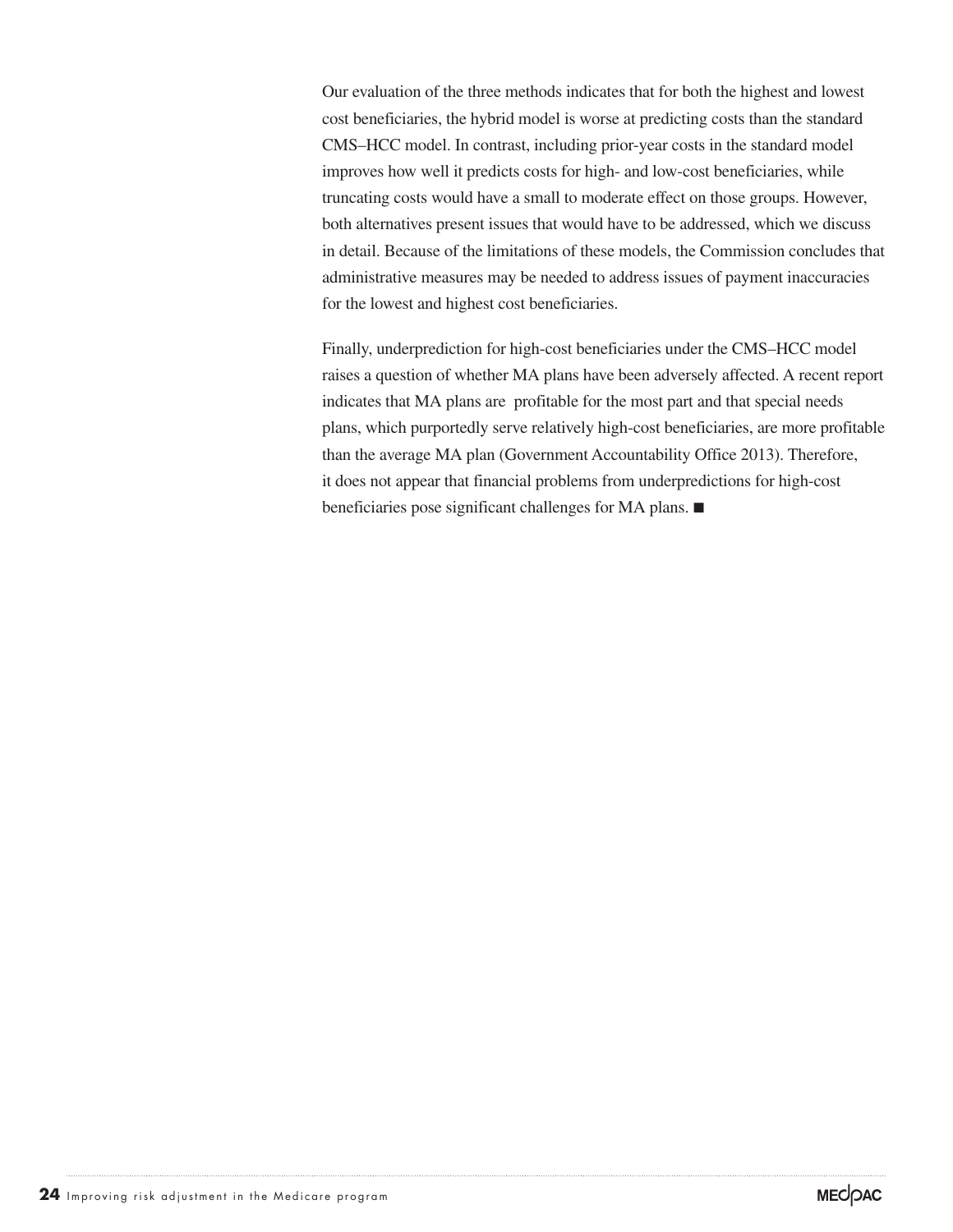Our evaluation of the three methods indicates that for both the highest and lowest cost beneficiaries, the hybrid model is worse at predicting costs than the standard CMS–HCC model. In contrast, including prior-year costs in the standard model improves how well it predicts costs for high- and low-cost beneficiaries, while truncating costs would have a small to moderate effect on those groups. However, both alternatives present issues that would have to be addressed, which we discuss in detail. Because of the limitations of these models, the Commission concludes that administrative measures may be needed to address issues of payment inaccuracies for the lowest and highest cost beneficiaries.

Finally, underprediction for high-cost beneficiaries under the CMS–HCC model raises a question of whether MA plans have been adversely affected. A recent report indicates that MA plans are profitable for the most part and that special needs plans, which purportedly serve relatively high-cost beneficiaries, are more profitable than the average MA plan (Government Accountability Office 2013). Therefore, it does not appear that financial problems from underpredictions for high-cost beneficiaries pose significant challenges for MA plans. ■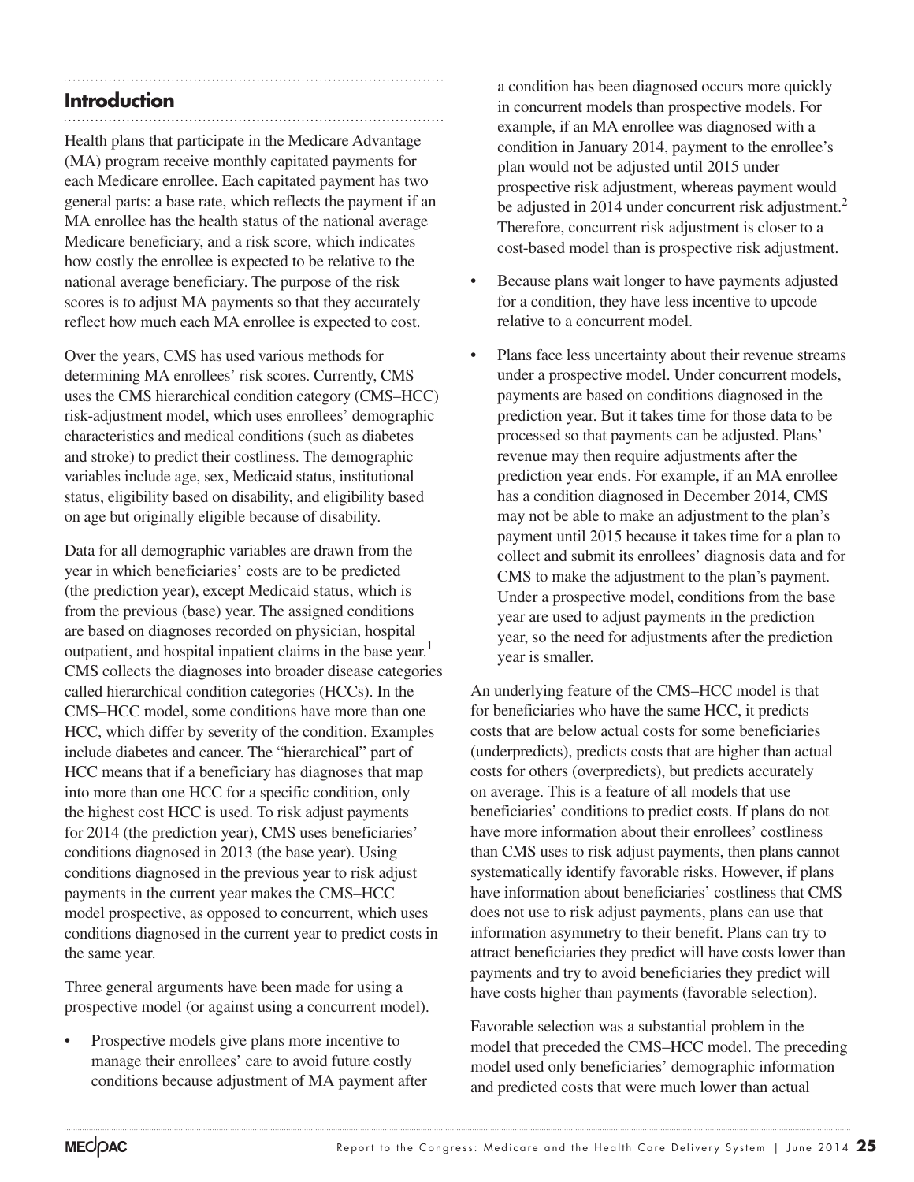## Introduction

Health plans that participate in the Medicare Advantage (MA) program receive monthly capitated payments for each Medicare enrollee. Each capitated payment has two general parts: a base rate, which reflects the payment if an MA enrollee has the health status of the national average Medicare beneficiary, and a risk score, which indicates how costly the enrollee is expected to be relative to the national average beneficiary. The purpose of the risk scores is to adjust MA payments so that they accurately reflect how much each MA enrollee is expected to cost.

Over the years, CMS has used various methods for determining MA enrollees' risk scores. Currently, CMS uses the CMS hierarchical condition category (CMS–HCC) risk-adjustment model, which uses enrollees' demographic characteristics and medical conditions (such as diabetes and stroke) to predict their costliness. The demographic variables include age, sex, Medicaid status, institutional status, eligibility based on disability, and eligibility based on age but originally eligible because of disability.

Data for all demographic variables are drawn from the year in which beneficiaries' costs are to be predicted (the prediction year), except Medicaid status, which is from the previous (base) year. The assigned conditions are based on diagnoses recorded on physician, hospital outpatient, and hospital inpatient claims in the base year.[1] CMS collects the diagnoses into broader disease categories called hierarchical condition categories (HCCs). In the CMS–HCC model, some conditions have more than one HCC, which differ by severity of the condition. Examples include diabetes and cancer. The "hierarchical" part of HCC means that if a beneficiary has diagnoses that map into more than one HCC for a specific condition, only the highest cost HCC is used. To risk adjust payments for 2014 (the prediction year), CMS uses beneficiaries' conditions diagnosed in 2013 (the base year). Using conditions diagnosed in the previous year to risk adjust payments in the current year makes the CMS–HCC model prospective, as opposed to concurrent, which uses conditions diagnosed in the current year to predict costs in the same year.

Three general arguments have been made for using a prospective model (or against using a concurrent model).

- Prospective models give plans more incentive to manage their enrollees' care to avoid future costly conditions because adjustment of MA payment after a condition has been diagnosed occurs more quickly in concurrent models than prospective models. For example, if an MA enrollee was diagnosed with a condition in January 2014, payment to the enrollee's plan would not be adjusted until 2015 under prospective risk adjustment, whereas payment would be adjusted in 2014 under concurrent risk adjustment.[2] Therefore, concurrent risk adjustment is closer to a cost-based model than is prospective risk adjustment.
- Because plans wait longer to have payments adjusted for a condition, they have less incentive to upcode relative to a concurrent model.
- Plans face less uncertainty about their revenue streams under a prospective model. Under concurrent models, payments are based on conditions diagnosed in the prediction year. But it takes time for those data to be processed so that payments can be adjusted. Plans' revenue may then require adjustments after the prediction year ends. For example, if an MA enrollee has a condition diagnosed in December 2014, CMS may not be able to make an adjustment to the plan's payment until 2015 because it takes time for a plan to collect and submit its enrollees' diagnosis data and for CMS to make the adjustment to the plan's payment. Under a prospective model, conditions from the base year are used to adjust payments in the prediction year, so the need for adjustments after the prediction year is smaller.

An underlying feature of the CMS–HCC model is that for beneficiaries who have the same HCC, it predicts costs that are below actual costs for some beneficiaries (underpredicts), predicts costs that are higher than actual costs for others (overpredicts), but predicts accurately on average. This is a feature of all models that use beneficiaries' conditions to predict costs. If plans do not have more information about their enrollees' costliness than CMS uses to risk adjust payments, then plans cannot systematically identify favorable risks. However, if plans have information about beneficiaries' costliness that CMS does not use to risk adjust payments, plans can use that information asymmetry to their benefit. Plans can try to attract beneficiaries they predict will have costs lower than payments and try to avoid beneficiaries they predict will have costs higher than payments (favorable selection).

Favorable selection was a substantial problem in the model that preceded the CMS–HCC model. The preceding model used only beneficiaries' demographic information and predicted costs that were much lower than actual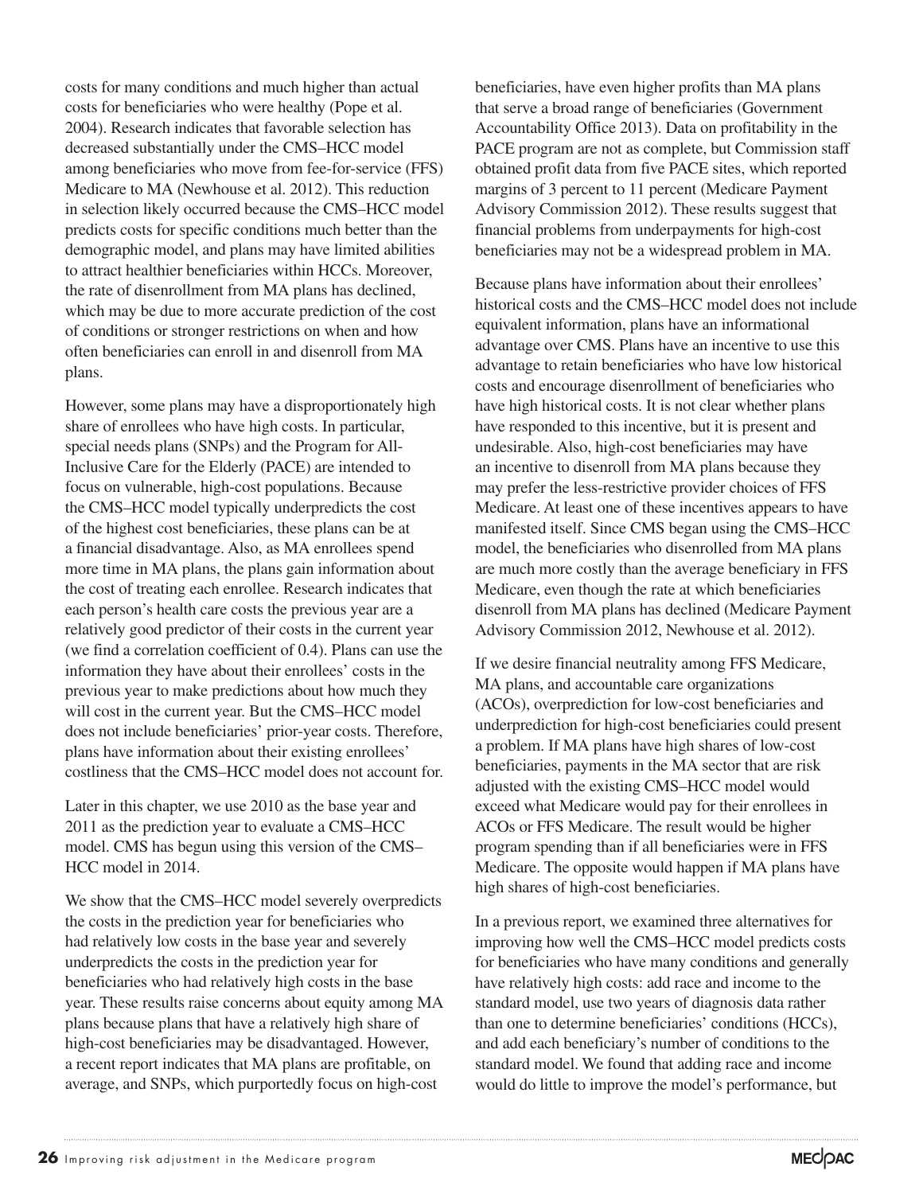costs for many conditions and much higher than actual costs for beneficiaries who were healthy (Pope et al. 2004). Research indicates that favorable selection has decreased substantially under the CMS–HCC model among beneficiaries who move from fee-for-service (FFS) Medicare to MA (Newhouse et al. 2012). This reduction in selection likely occurred because the CMS–HCC model predicts costs for specific conditions much better than the demographic model, and plans may have limited abilities to attract healthier beneficiaries within HCCs. Moreover, the rate of disenrollment from MA plans has declined, which may be due to more accurate prediction of the cost of conditions or stronger restrictions on when and how often beneficiaries can enroll in and disenroll from MA plans.

However, some plans may have a disproportionately high share of enrollees who have high costs. In particular, special needs plans (SNPs) and the Program for All-Inclusive Care for the Elderly (PACE) are intended to focus on vulnerable, high-cost populations. Because the CMS–HCC model typically underpredicts the cost of the highest cost beneficiaries, these plans can be at a financial disadvantage. Also, as MA enrollees spend more time in MA plans, the plans gain information about the cost of treating each enrollee. Research indicates that each person's health care costs the previous year are a relatively good predictor of their costs in the current year (we find a correlation coefficient of 0.4). Plans can use the information they have about their enrollees' costs in the previous year to make predictions about how much they will cost in the current year. But the CMS–HCC model does not include beneficiaries' prior-year costs. Therefore, plans have information about their existing enrollees' costliness that the CMS–HCC model does not account for.

Later in this chapter, we use 2010 as the base year and 2011 as the prediction year to evaluate a CMS–HCC model. CMS has begun using this version of the CMS–HCC model in 2014.

We show that the CMS–HCC model severely overpredicts the costs in the prediction year for beneficiaries who had relatively low costs in the base year and severely underpredicts the costs in the prediction year for beneficiaries who had relatively high costs in the base year. These results raise concerns about equity among MA plans because plans that have a relatively high share of high-cost beneficiaries may be disadvantaged. However, a recent report indicates that MA plans are profitable, on average, and SNPs, which purportedly focus on high-cost beneficiaries, have even higher profits than MA plans that serve a broad range of beneficiaries (Government Accountability Office 2013). Data on profitability in the PACE program are not as complete, but Commission staff obtained profit data from five PACE sites, which reported margins of 3 percent to 11 percent (Medicare Payment Advisory Commission 2012). These results suggest that financial problems from underpayments for high-cost beneficiaries may not be a widespread problem in MA.

Because plans have information about their enrollees' historical costs and the CMS–HCC model does not include equivalent information, plans have an informational advantage over CMS. Plans have an incentive to use this advantage to retain beneficiaries who have low historical costs and encourage disenrollment of beneficiaries who have high historical costs. It is not clear whether plans have responded to this incentive, but it is present and undesirable. Also, high-cost beneficiaries may have an incentive to disenroll from MA plans because they may prefer the less-restrictive provider choices of FFS Medicare. At least one of these incentives appears to have manifested itself. Since CMS began using the CMS–HCC model, the beneficiaries who disenrolled from MA plans are much more costly than the average beneficiary in FFS Medicare, even though the rate at which beneficiaries disenroll from MA plans has declined (Medicare Payment Advisory Commission 2012, Newhouse et al. 2012).

If we desire financial neutrality among FFS Medicare, MA plans, and accountable care organizations (ACOs), overprediction for low-cost beneficiaries and underprediction for high-cost beneficiaries could present a problem. If MA plans have high shares of low-cost beneficiaries, payments in the MA sector that are risk adjusted with the existing CMS–HCC model would exceed what Medicare would pay for their enrollees in ACOs or FFS Medicare. The result would be higher program spending than if all beneficiaries were in FFS Medicare. The opposite would happen if MA plans have high shares of high-cost beneficiaries.

In a previous report, we examined three alternatives for improving how well the CMS–HCC model predicts costs for beneficiaries who have many conditions and generally have relatively high costs: add race and income to the standard model, use two years of diagnosis data rather than one to determine beneficiaries' conditions (HCCs), and add each beneficiary's number of conditions to the standard model. We found that adding race and income would do little to improve the model's performance, but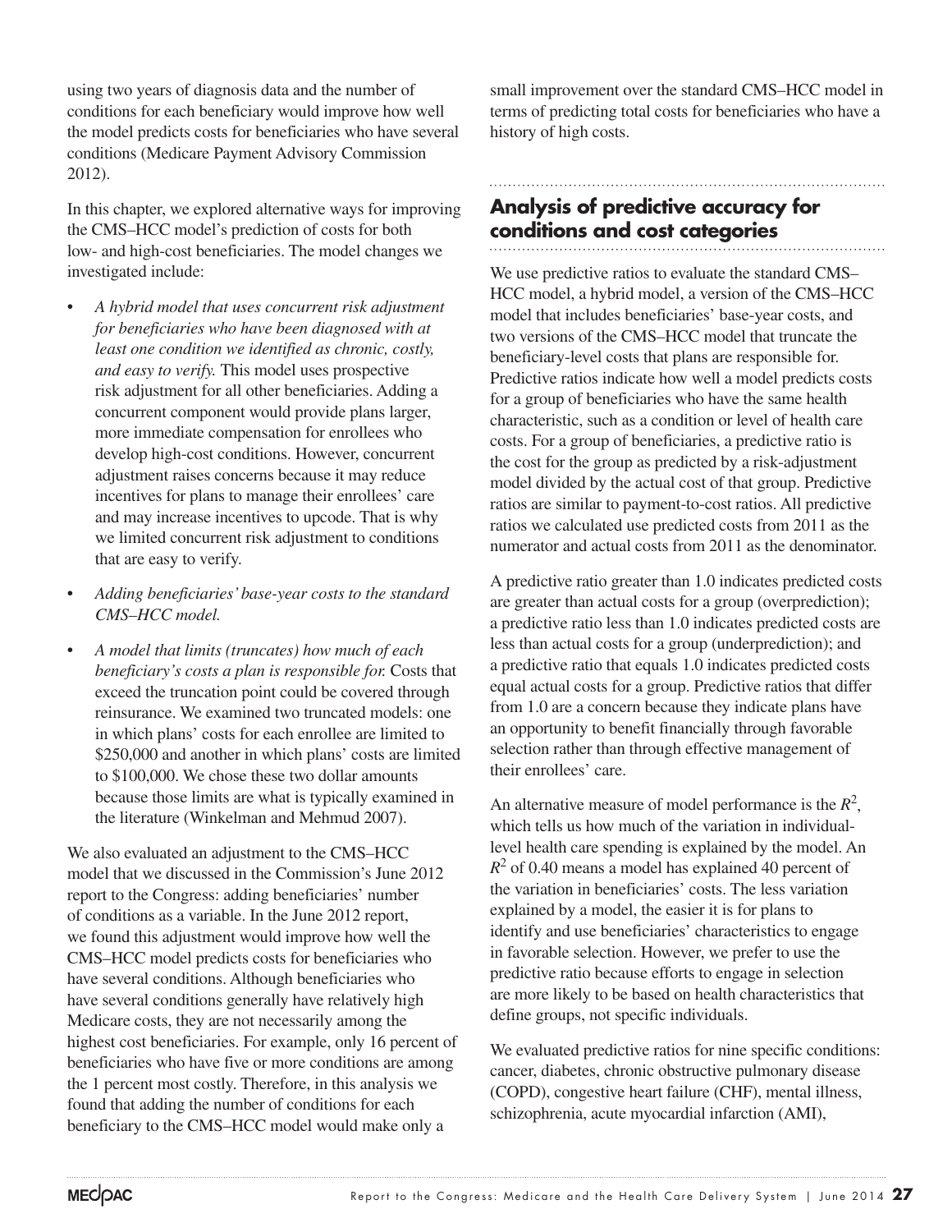using two years of diagnosis data and the number of conditions for each beneficiary would improve how well the model predicts costs for beneficiaries who have several conditions (Medicare Payment Advisory Commission 2012).

In this chapter, we explored alternative ways for improving the CMS–HCC model's prediction of costs for both low- and high-cost beneficiaries. The model changes we investigated include:

- *A hybrid model that uses concurrent risk adjustment for beneficiaries who have been diagnosed with at least one condition we identified as chronic, costly, and easy to verify.* This model uses prospective risk adjustment for all other beneficiaries. Adding a concurrent component would provide plans larger, more immediate compensation for enrollees who develop high-cost conditions. However, concurrent adjustment raises concerns because it may reduce incentives for plans to manage their enrollees' care and may increase incentives to upcode. That is why we limited concurrent risk adjustment to conditions that are easy to verify.
- *Adding beneficiaries' base-year costs to the standard CMS–HCC model.*
- *A model that limits (truncates) how much of each beneficiary's costs a plan is responsible for.* Costs that exceed the truncation point could be covered through reinsurance. We examined two truncated models: one in which plans' costs for each enrollee are limited to \$250,000 and another in which plans' costs are limited to \$100,000. We chose these two dollar amounts because those limits are what is typically examined in the literature (Winkelman and Mehmud 2007).

We also evaluated an adjustment to the CMS–HCC model that we discussed in the Commission's June 2012 report to the Congress: adding beneficiaries' number of conditions as a variable. In the June 2012 report, we found this adjustment would improve how well the CMS–HCC model predicts costs for beneficiaries who have several conditions. Although beneficiaries who have several conditions generally have relatively high Medicare costs, they are not necessarily among the highest cost beneficiaries. For example, only 16 percent of beneficiaries who have five or more conditions are among the 1 percent most costly. Therefore, in this analysis we found that adding the number of conditions for each beneficiary to the CMS–HCC model would make only a small improvement over the standard CMS–HCC model in terms of predicting total costs for beneficiaries who have a history of high costs.

## Analysis of predictive accuracy for conditions and cost categories

We use predictive ratios to evaluate the standard CMS–HCC model, a hybrid model, a version of the CMS–HCC model that includes beneficiaries' base-year costs, and two versions of the CMS–HCC model that truncate the beneficiary-level costs that plans are responsible for. Predictive ratios indicate how well a model predicts costs for a group of beneficiaries who have the same health characteristic, such as a condition or level of health care costs. For a group of beneficiaries, a predictive ratio is the cost for the group as predicted by a risk-adjustment model divided by the actual cost of that group. Predictive ratios are similar to payment-to-cost ratios. All predictive ratios we calculated use predicted costs from 2011 as the numerator and actual costs from 2011 as the denominator.

A predictive ratio greater than 1.0 indicates predicted costs are greater than actual costs for a group (overprediction); a predictive ratio less than 1.0 indicates predicted costs are less than actual costs for a group (underprediction); and a predictive ratio that equals 1.0 indicates predicted costs equal actual costs for a group. Predictive ratios that differ from 1.0 are a concern because they indicate plans have an opportunity to benefit financially through favorable selection rather than through effective management of their enrollees' care.

An alternative measure of model performance is the $R^2$, which tells us how much of the variation in individual-level health care spending is explained by the model. An $R^2$ of 0.40 means a model has explained 40 percent of the variation in beneficiaries' costs. The less variation explained by a model, the easier it is for plans to identify and use beneficiaries' characteristics to engage in favorable selection. However, we prefer to use the predictive ratio because efforts to engage in selection are more likely to be based on health characteristics that define groups, not specific individuals.

We evaluated predictive ratios for nine specific conditions: cancer, diabetes, chronic obstructive pulmonary disease (COPD), congestive heart failure (CHF), mental illness, schizophrenia, acute myocardial infarction (AMI),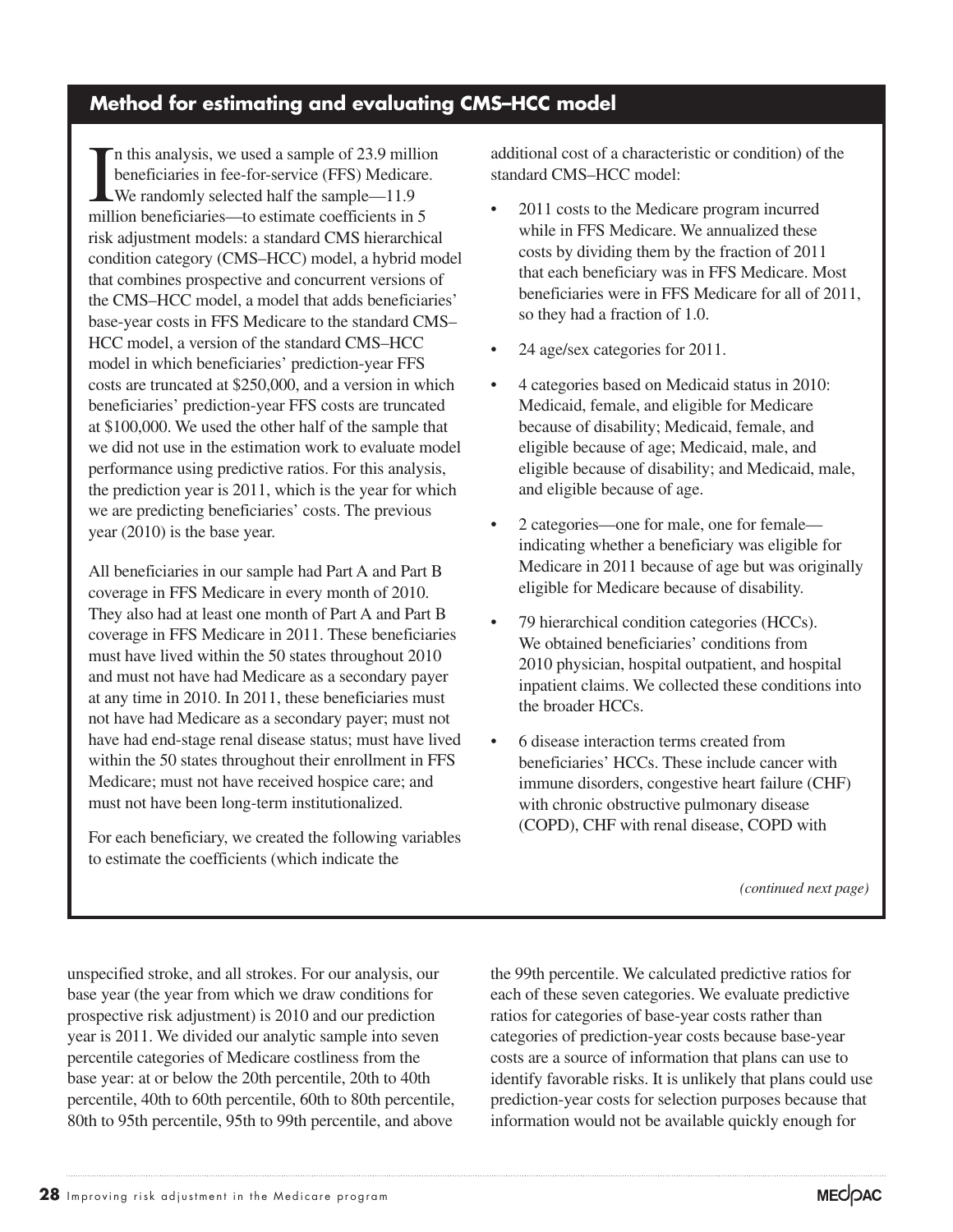## Method for estimating and evaluating CMS–HCC model

In this analysis, we used a sample of 23.9 million beneficiaries in fee-for-service (FFS) Medicare. We randomly selected half the sample—11.9 million beneficiaries—to estimate coefficients in 5 risk adjustment models: a standard CMS hierarchical condition category (CMS–HCC) model, a hybrid model that combines prospective and concurrent versions of the CMS–HCC model, a model that adds beneficiaries' base-year costs in FFS Medicare to the standard CMS–HCC model, a version of the standard CMS–HCC model in which beneficiaries' prediction-year FFS costs are truncated at $250,000, and a version in which beneficiaries' prediction-year FFS costs are truncated at $100,000. We used the other half of the sample that we did not use in the estimation work to evaluate model performance using predictive ratios. For this analysis, the prediction year is 2011, which is the year for which we are predicting beneficiaries' costs. The previous year (2010) is the base year.

All beneficiaries in our sample had Part A and Part B coverage in FFS Medicare in every month of 2010. They also had at least one month of Part A and Part B coverage in FFS Medicare in 2011. These beneficiaries must have lived within the 50 states throughout 2010 and must not have had Medicare as a secondary payer at any time in 2010. In 2011, these beneficiaries must not have had Medicare as a secondary payer; must not have had end-stage renal disease status; must have lived within the 50 states throughout their enrollment in FFS Medicare; must not have received hospice care; and must not have been long-term institutionalized.

For each beneficiary, we created the following variables to estimate the coefficients (which indicate the additional cost of a characteristic or condition) of the standard CMS–HCC model:

- 2011 costs to the Medicare program incurred while in FFS Medicare. We annualized these costs by dividing them by the fraction of 2011 that each beneficiary was in FFS Medicare. Most beneficiaries were in FFS Medicare for all of 2011, so they had a fraction of 1.0.
- 24 age/sex categories for 2011.
- 4 categories based on Medicaid status in 2010: Medicaid, female, and eligible for Medicare because of disability; Medicaid, female, and eligible because of age; Medicaid, male, and eligible because of disability; and Medicaid, male, and eligible because of age.
- 2 categories—one for male, one for female—indicating whether a beneficiary was eligible for Medicare in 2011 because of age but was originally eligible for Medicare because of disability.
- 79 hierarchical condition categories (HCCs). We obtained beneficiaries' conditions from 2010 physician, hospital outpatient, and hospital inpatient claims. We collected these conditions into the broader HCCs.
- 6 disease interaction terms created from beneficiaries' HCCs. These include cancer with immune disorders, congestive heart failure (CHF) with chronic obstructive pulmonary disease (COPD), CHF with renal disease, COPD with unspecified stroke, and all strokes. For our analysis, our base year (the year from which we draw conditions for prospective risk adjustment) is 2010 and our prediction year is 2011. We divided our analytic sample into seven percentile categories of Medicare costliness from the base year: at or below the 20th percentile, 20th to 40th percentile, 40th to 60th percentile, 60th to 80th percentile, 80th to 95th percentile, 95th to 99th percentile, and above the 99th percentile. We calculated predictive ratios for each of these seven categories. We evaluate predictive ratios for categories of base-year costs rather than categories of prediction-year costs because base-year costs are a source of information that plans can use to identify favorable risks. It is unlikely that plans could use prediction-year costs for selection purposes because that information would not be available quickly enough for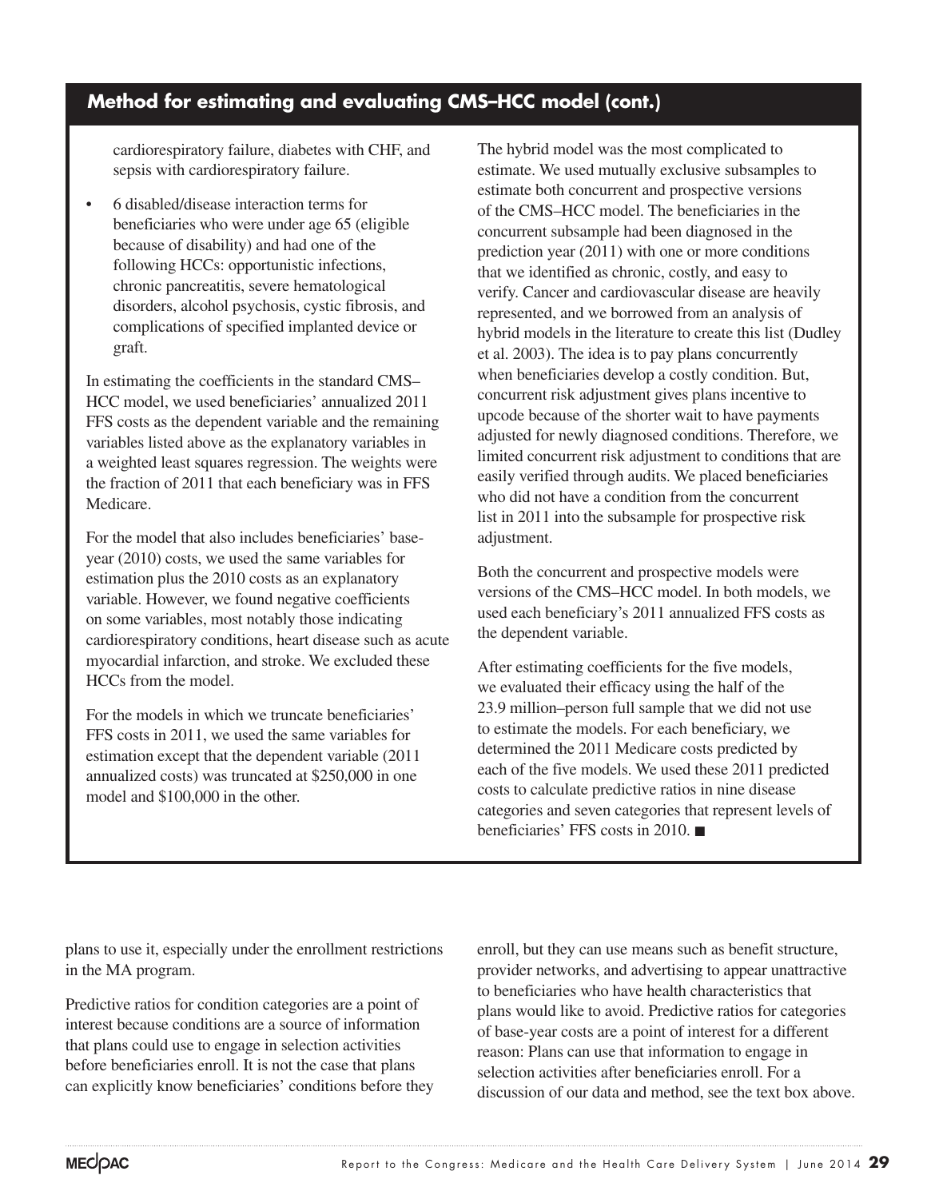## Method for estimating and evaluating CMS–HCC model (cont.)

cardiorespiratory failure, diabetes with CHF, and sepsis with cardiorespiratory failure.

- 6 disabled/disease interaction terms for beneficiaries who were under age 65 (eligible because of disability) and had one of the following HCCs: opportunistic infections, chronic pancreatitis, severe hematological disorders, alcohol psychosis, cystic fibrosis, and complications of specified implanted device or graft.

In estimating the coefficients in the standard CMS–HCC model, we used beneficiaries' annualized 2011 FFS costs as the dependent variable and the remaining variables listed above as the explanatory variables in a weighted least squares regression. The weights were the fraction of 2011 that each beneficiary was in FFS Medicare.

For the model that also includes beneficiaries' base-year (2010) costs, we used the same variables for estimation plus the 2010 costs as an explanatory variable. However, we found negative coefficients on some variables, most notably those indicating cardiorespiratory conditions, heart disease such as acute myocardial infarction, and stroke. We excluded these HCCs from the model.

For the models in which we truncate beneficiaries' FFS costs in 2011, we used the same variables for estimation except that the dependent variable (2011 annualized costs) was truncated at $250,000 in one model and $100,000 in the other.

The hybrid model was the most complicated to estimate. We used mutually exclusive subsamples to estimate both concurrent and prospective versions of the CMS–HCC model. The beneficiaries in the concurrent subsample had been diagnosed in the prediction year (2011) with one or more conditions that we identified as chronic, costly, and easy to verify. Cancer and cardiovascular disease are heavily represented, and we borrowed from an analysis of hybrid models in the literature to create this list (Dudley et al. 2003). The idea is to pay plans concurrently when beneficiaries develop a costly condition. But, concurrent risk adjustment gives plans incentive to upcode because of the shorter wait to have payments adjusted for newly diagnosed conditions. Therefore, we limited concurrent risk adjustment to conditions that are easily verified through audits. We placed beneficiaries who did not have a condition from the concurrent list in 2011 into the subsample for prospective risk adjustment.

Both the concurrent and prospective models were versions of the CMS–HCC model. In both models, we used each beneficiary's 2011 annualized FFS costs as the dependent variable.

After estimating coefficients for the five models, we evaluated their efficacy using the half of the 23.9 million–person full sample that we did not use to estimate the models. For each beneficiary, we determined the 2011 Medicare costs predicted by each of the five models. We used these 2011 predicted costs to calculate predictive ratios in nine disease categories and seven categories that represent levels of beneficiaries' FFS costs in 2010. ■

plans to use it, especially under the enrollment restrictions in the MA program.

Predictive ratios for condition categories are a point of interest because conditions are a source of information that plans could use to engage in selection activities before beneficiaries enroll. It is not the case that plans can explicitly know beneficiaries' conditions before they enroll, but they can use means such as benefit structure, provider networks, and advertising to appear unattractive to beneficiaries who have health characteristics that plans would like to avoid. Predictive ratios for categories of base-year costs are a point of interest for a different reason: Plans can use that information to engage in selection activities after beneficiaries enroll. For a discussion of our data and method, see the text box above.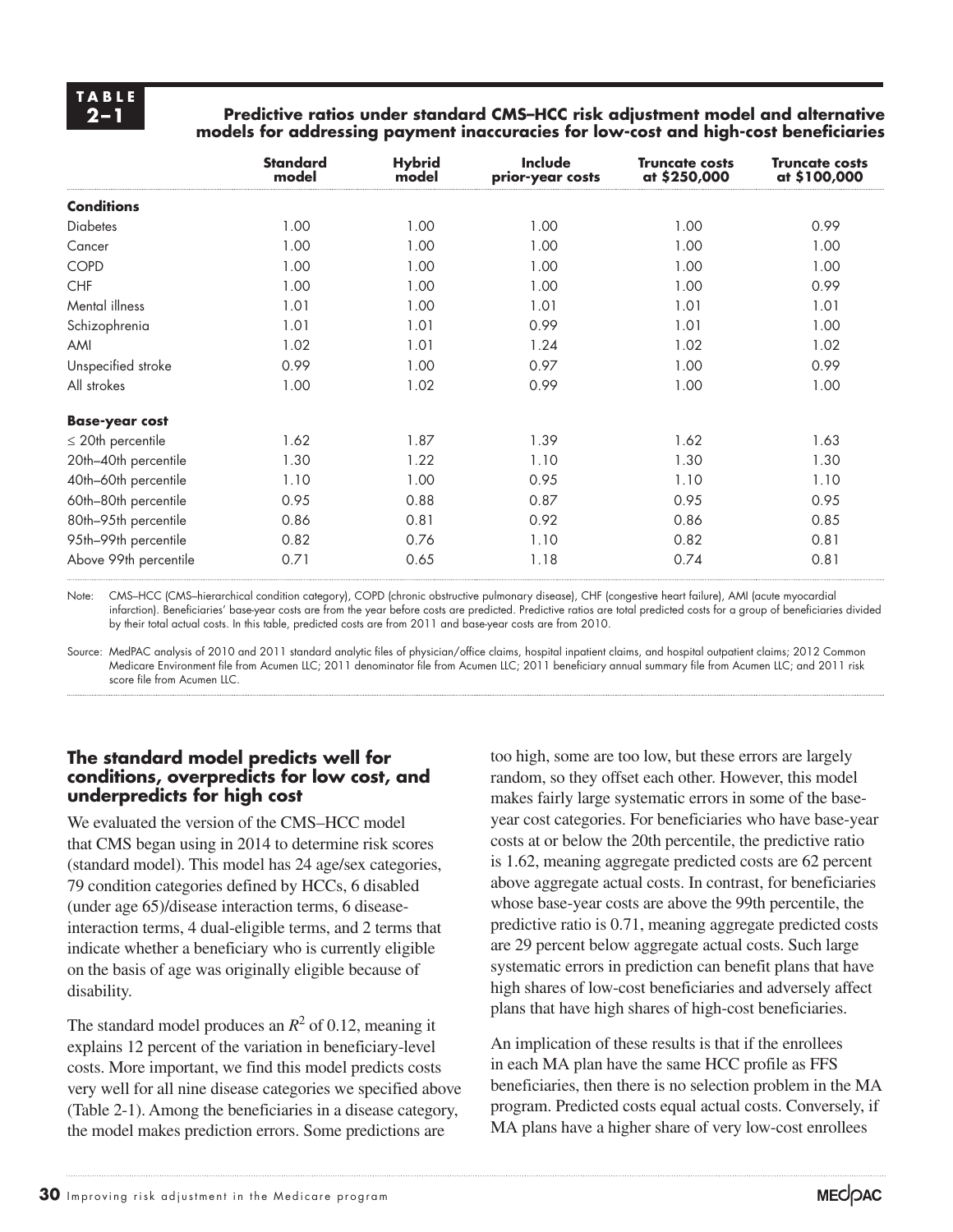**TABLE 2–1**

**Predictive ratios under standard CMS–HCC risk adjustment model and alternative models for addressing payment inaccuracies for low-cost and high-cost beneficiaries**

| | Standard model | Hybrid model | Include prior-year costs | Truncate costs at $250,000 | Truncate costs at $100,000 |
|---|---|---|---|---|---|
| **Conditions** | | | | | |
| Diabetes | 1.00 | 1.00 | 1.00 | 1.00 | 0.99 |
| Cancer | 1.00 | 1.00 | 1.00 | 1.00 | 1.00 |
| COPD | 1.00 | 1.00 | 1.00 | 1.00 | 1.00 |
| CHF | 1.00 | 1.00 | 1.00 | 1.00 | 0.99 |
| Mental illness | 1.01 | 1.00 | 1.01 | 1.01 | 1.01 |
| Schizophrenia | 1.01 | 1.01 | 0.99 | 1.01 | 1.00 |
| AMI | 1.02 | 1.01 | 1.24 | 1.02 | 1.02 |
| Unspecified stroke | 0.99 | 1.00 | 0.97 | 1.00 | 0.99 |
| All strokes | 1.00 | 1.02 | 0.99 | 1.00 | 1.00 |
| **Base-year cost** | | | | | |
| ≤ 20th percentile | 1.62 | 1.87 | 1.39 | 1.62 | 1.63 |
| 20th–40th percentile | 1.30 | 1.22 | 1.10 | 1.30 | 1.30 |
| 40th–60th percentile | 1.10 | 1.00 | 0.95 | 1.10 | 1.10 |
| 60th–80th percentile | 0.95 | 0.88 | 0.87 | 0.95 | 0.95 |
| 80th–95th percentile | 0.86 | 0.81 | 0.92 | 0.86 | 0.85 |
| 95th–99th percentile | 0.82 | 0.76 | 1.10 | 0.82 | 0.81 |
| Above 99th percentile | 0.71 | 0.65 | 1.18 | 0.74 | 0.81 |

Note: CMS–HCC (CMS–hierarchical condition category), COPD (chronic obstructive pulmonary disease), CHF (congestive heart failure), AMI (acute myocardial infarction). Beneficiaries' base-year costs are from the year before costs are predicted. Predictive ratios are total predicted costs for a group of beneficiaries divided by their total actual costs. In this table, predicted costs are from 2011 and base-year costs are from 2010.

Source: MedPAC analysis of 2010 and 2011 standard analytic files of physician/office claims, hospital inpatient claims, and hospital outpatient claims; 2012 Common Medicare Environment file from Acumen LLC; 2011 denominator file from Acumen LLC; 2011 beneficiary annual summary file from Acumen LLC; and 2011 risk score file from Acumen LLC.

### The standard model predicts well for conditions, overpredicts for low cost, and underpredicts for high cost

We evaluated the version of the CMS–HCC model that CMS began using in 2014 to determine risk scores (standard model). This model has 24 age/sex categories, 79 condition categories defined by HCCs, 6 disabled (under age 65)/disease interaction terms, 6 disease-interaction terms, 4 dual-eligible terms, and 2 terms that indicate whether a beneficiary who is currently eligible on the basis of age was originally eligible because of disability.

The standard model produces an $R^2$ of 0.12, meaning it explains 12 percent of the variation in beneficiary-level costs. More important, we find this model predicts costs very well for all nine disease categories we specified above (Table 2-1). Among the beneficiaries in a disease category, the model makes prediction errors. Some predictions are too high, some are too low, but these errors are largely random, so they offset each other. However, this model makes fairly large systematic errors in some of the base-year cost categories. For beneficiaries who have base-year costs at or below the 20th percentile, the predictive ratio is 1.62, meaning aggregate predicted costs are 62 percent above aggregate actual costs. In contrast, for beneficiaries whose base-year costs are above the 99th percentile, the predictive ratio is 0.71, meaning aggregate predicted costs are 29 percent below aggregate actual costs. Such large systematic errors in prediction can benefit plans that have high shares of low-cost beneficiaries and adversely affect plans that have high shares of high-cost beneficiaries.

An implication of these results is that if the enrollees in each MA plan have the same HCC profile as FFS beneficiaries, then there is no selection problem in the MA program. Predicted costs equal actual costs. Conversely, if MA plans have a higher share of very low-cost enrollees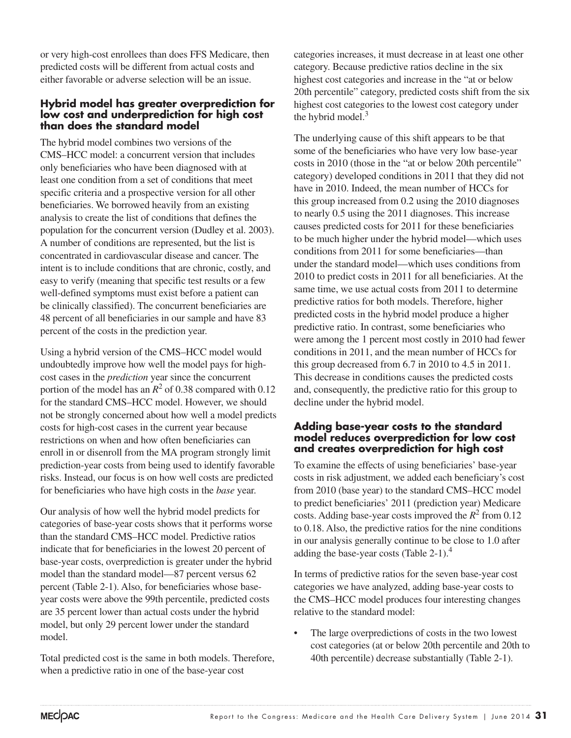or very high-cost enrollees than does FFS Medicare, then predicted costs will be different from actual costs and either favorable or adverse selection will be an issue.

### Hybrid model has greater overprediction for low cost and underprediction for high cost than does the standard model

The hybrid model combines two versions of the CMS–HCC model: a concurrent version that includes only beneficiaries who have been diagnosed with at least one condition from a set of conditions that meet specific criteria and a prospective version for all other beneficiaries. We borrowed heavily from an existing analysis to create the list of conditions that defines the population for the concurrent version (Dudley et al. 2003). A number of conditions are represented, but the list is concentrated in cardiovascular disease and cancer. The intent is to include conditions that are chronic, costly, and easy to verify (meaning that specific test results or a few well-defined symptoms must exist before a patient can be clinically classified). The concurrent beneficiaries are 48 percent of all beneficiaries in our sample and have 83 percent of the costs in the prediction year.

Using a hybrid version of the CMS–HCC model would undoubtedly improve how well the model pays for high-cost cases in the *prediction* year since the concurrent portion of the model has an $R^2$ of 0.38 compared with 0.12 for the standard CMS–HCC model. However, we should not be strongly concerned about how well a model predicts costs for high-cost cases in the current year because restrictions on when and how often beneficiaries can enroll in or disenroll from the MA program strongly limit prediction-year costs from being used to identify favorable risks. Instead, our focus is on how well costs are predicted for beneficiaries who have high costs in the *base* year.

Our analysis of how well the hybrid model predicts for categories of base-year costs shows that it performs worse than the standard CMS–HCC model. Predictive ratios indicate that for beneficiaries in the lowest 20 percent of base-year costs, overprediction is greater under the hybrid model than the standard model—87 percent versus 62 percent (Table 2-1). Also, for beneficiaries whose base-year costs were above the 99th percentile, predicted costs are 35 percent lower than actual costs under the hybrid model, but only 29 percent lower under the standard model.

Total predicted cost is the same in both models. Therefore, when a predictive ratio in one of the base-year cost categories increases, it must decrease in at least one other category. Because predictive ratios decline in the six highest cost categories and increase in the "at or below 20th percentile" category, predicted costs shift from the six highest cost categories to the lowest cost category under the hybrid model.[3]

The underlying cause of this shift appears to be that some of the beneficiaries who have very low base-year costs in 2010 (those in the "at or below 20th percentile" category) developed conditions in 2011 that they did not have in 2010. Indeed, the mean number of HCCs for this group increased from 0.2 using the 2010 diagnoses to nearly 0.5 using the 2011 diagnoses. This increase causes predicted costs for 2011 for these beneficiaries to be much higher under the hybrid model—which uses conditions from 2011 for some beneficiaries—than under the standard model—which uses conditions from 2010 to predict costs in 2011 for all beneficiaries. At the same time, we use actual costs from 2011 to determine predictive ratios for both models. Therefore, higher predicted costs in the hybrid model produce a higher predictive ratio. In contrast, some beneficiaries who were among the 1 percent most costly in 2010 had fewer conditions in 2011, and the mean number of HCCs for this group decreased from 6.7 in 2010 to 4.5 in 2011. This decrease in conditions causes the predicted costs and, consequently, the predictive ratio for this group to decline under the hybrid model.

### Adding base-year costs to the standard model reduces overprediction for low cost and creates overprediction for high cost

To examine the effects of using beneficiaries' base-year costs in risk adjustment, we added each beneficiary's cost from 2010 (base year) to the standard CMS–HCC model to predict beneficiaries' 2011 (prediction year) Medicare costs. Adding base-year costs improved the $R^2$ from 0.12 to 0.18. Also, the predictive ratios for the nine conditions in our analysis generally continue to be close to 1.0 after adding the base-year costs (Table 2-1).[4]

In terms of predictive ratios for the seven base-year cost categories we have analyzed, adding base-year costs to the CMS–HCC model produces four interesting changes relative to the standard model:

- The large overpredictions of costs in the two lowest cost categories (at or below 20th percentile and 20th to 40th percentile) decrease substantially (Table 2-1).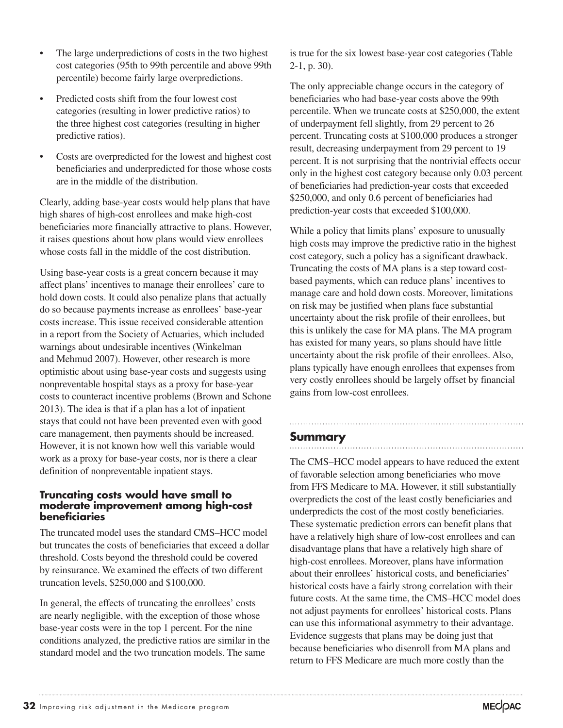- The large underpredictions of costs in the two highest cost categories (95th to 99th percentile and above 99th percentile) become fairly large overpredictions.
- Predicted costs shift from the four lowest cost categories (resulting in lower predictive ratios) to the three highest cost categories (resulting in higher predictive ratios).
- Costs are overpredicted for the lowest and highest cost beneficiaries and underpredicted for those whose costs are in the middle of the distribution.

Clearly, adding base-year costs would help plans that have high shares of high-cost enrollees and make high-cost beneficiaries more financially attractive to plans. However, it raises questions about how plans would view enrollees whose costs fall in the middle of the cost distribution.

Using base-year costs is a great concern because it may affect plans' incentives to manage their enrollees' care to hold down costs. It could also penalize plans that actually do so because payments increase as enrollees' base-year costs increase. This issue received considerable attention in a report from the Society of Actuaries, which included warnings about undesirable incentives (Winkelman and Mehmud 2007). However, other research is more optimistic about using base-year costs and suggests using nonpreventable hospital stays as a proxy for base-year costs to counteract incentive problems (Brown and Schone 2013). The idea is that if a plan has a lot of inpatient stays that could not have been prevented even with good care management, then payments should be increased. However, it is not known how well this variable would work as a proxy for base-year costs, nor is there a clear definition of nonpreventable inpatient stays.

### Truncating costs would have small to moderate improvement among high-cost beneficiaries

The truncated model uses the standard CMS–HCC model but truncates the costs of beneficiaries that exceed a dollar threshold. Costs beyond the threshold could be covered by reinsurance. We examined the effects of two different truncation levels, $250,000 and $100,000.

In general, the effects of truncating the enrollees' costs are nearly negligible, with the exception of those whose base-year costs were in the top 1 percent. For the nine conditions analyzed, the predictive ratios are similar in the standard model and the two truncation models. The same is true for the six lowest base-year cost categories (Table 2-1, p. 30).

The only appreciable change occurs in the category of beneficiaries who had base-year costs above the 99th percentile. When we truncate costs at $250,000, the extent of underpayment fell slightly, from 29 percent to 26 percent. Truncating costs at $100,000 produces a stronger result, decreasing underpayment from 29 percent to 19 percent. It is not surprising that the nontrivial effects occur only in the highest cost category because only 0.03 percent of beneficiaries had prediction-year costs that exceeded $250,000, and only 0.6 percent of beneficiaries had prediction-year costs that exceeded $100,000.

While a policy that limits plans' exposure to unusually high costs may improve the predictive ratio in the highest cost category, such a policy has a significant drawback. Truncating the costs of MA plans is a step toward cost-based payments, which can reduce plans' incentives to manage care and hold down costs. Moreover, limitations on risk may be justified when plans face substantial uncertainty about the risk profile of their enrollees, but this is unlikely the case for MA plans. The MA program has existed for many years, so plans should have little uncertainty about the risk profile of their enrollees. Also, plans typically have enough enrollees that expenses from very costly enrollees should be largely offset by financial gains from low-cost enrollees.

## Summary

The CMS–HCC model appears to have reduced the extent of favorable selection among beneficiaries who move from FFS Medicare to MA. However, it still substantially overpredicts the cost of the least costly beneficiaries and underpredicts the cost of the most costly beneficiaries. These systematic prediction errors can benefit plans that have a relatively high share of low-cost enrollees and can disadvantage plans that have a relatively high share of high-cost enrollees. Moreover, plans have information about their enrollees' historical costs, and beneficiaries' historical costs have a fairly strong correlation with their future costs. At the same time, the CMS–HCC model does not adjust payments for enrollees' historical costs. Plans can use this informational asymmetry to their advantage. Evidence suggests that plans may be doing just that because beneficiaries who disenroll from MA plans and return to FFS Medicare are much more costly than the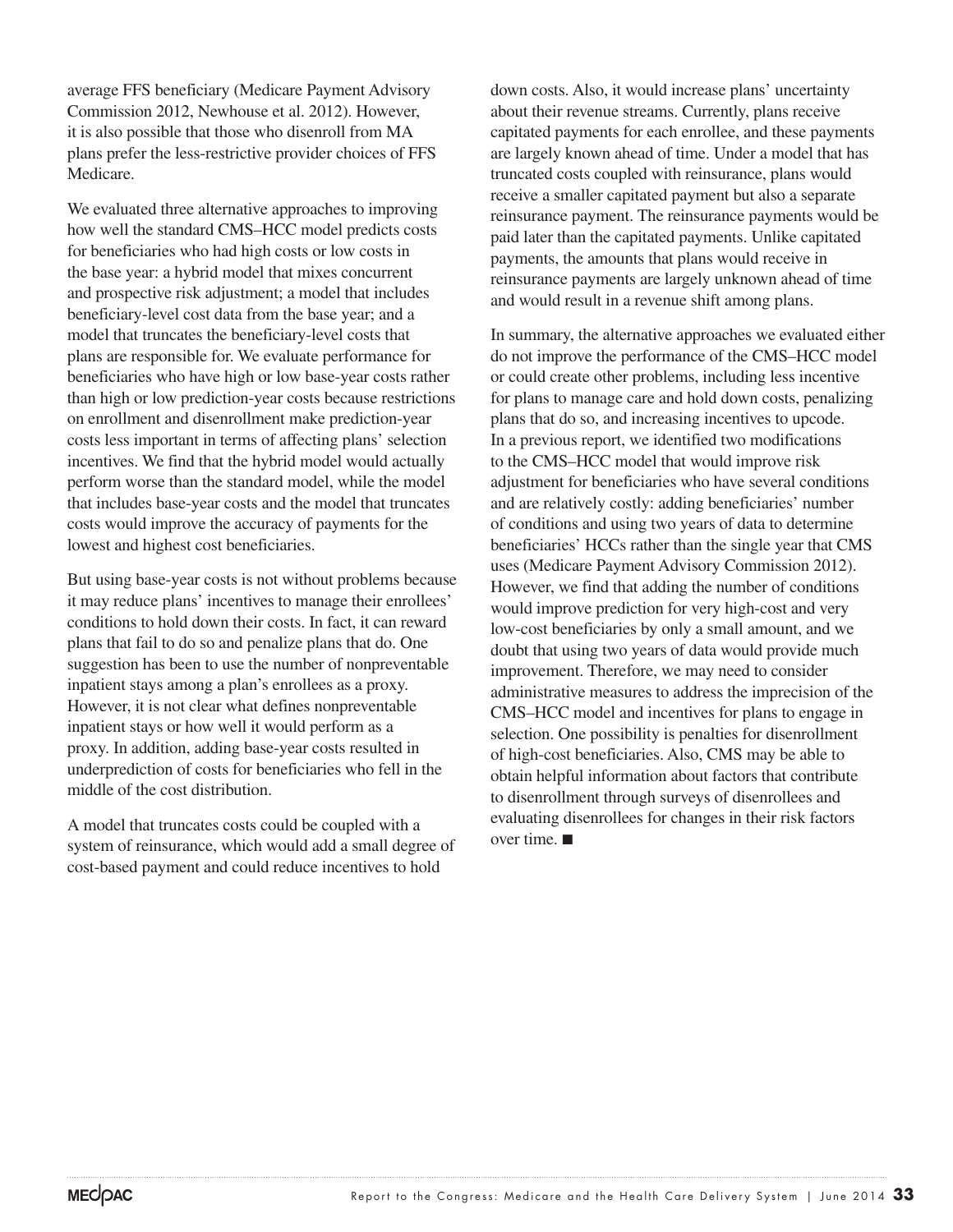average FFS beneficiary (Medicare Payment Advisory Commission 2012, Newhouse et al. 2012). However, it is also possible that those who disenroll from MA plans prefer the less-restrictive provider choices of FFS Medicare.

We evaluated three alternative approaches to improving how well the standard CMS–HCC model predicts costs for beneficiaries who had high costs or low costs in the base year: a hybrid model that mixes concurrent and prospective risk adjustment; a model that includes beneficiary-level cost data from the base year; and a model that truncates the beneficiary-level costs that plans are responsible for. We evaluate performance for beneficiaries who have high or low base-year costs rather than high or low prediction-year costs because restrictions on enrollment and disenrollment make prediction-year costs less important in terms of affecting plans' selection incentives. We find that the hybrid model would actually perform worse than the standard model, while the model that includes base-year costs and the model that truncates costs would improve the accuracy of payments for the lowest and highest cost beneficiaries.

But using base-year costs is not without problems because it may reduce plans' incentives to manage their enrollees' conditions to hold down their costs. In fact, it can reward plans that fail to do so and penalize plans that do. One suggestion has been to use the number of nonpreventable inpatient stays among a plan's enrollees as a proxy. However, it is not clear what defines nonpreventable inpatient stays or how well it would perform as a proxy. In addition, adding base-year costs resulted in underprediction of costs for beneficiaries who fell in the middle of the cost distribution.

A model that truncates costs could be coupled with a system of reinsurance, which would add a small degree of cost-based payment and could reduce incentives to hold down costs. Also, it would increase plans' uncertainty about their revenue streams. Currently, plans receive capitated payments for each enrollee, and these payments are largely known ahead of time. Under a model that has truncated costs coupled with reinsurance, plans would receive a smaller capitated payment but also a separate reinsurance payment. The reinsurance payments would be paid later than the capitated payments. Unlike capitated payments, the amounts that plans would receive in reinsurance payments are largely unknown ahead of time and would result in a revenue shift among plans.

In summary, the alternative approaches we evaluated either do not improve the performance of the CMS–HCC model or could create other problems, including less incentive for plans to manage care and hold down costs, penalizing plans that do so, and increasing incentives to upcode. In a previous report, we identified two modifications to the CMS–HCC model that would improve risk adjustment for beneficiaries who have several conditions and are relatively costly: adding beneficiaries' number of conditions and using two years of data to determine beneficiaries' HCCs rather than the single year that CMS uses (Medicare Payment Advisory Commission 2012). However, we find that adding the number of conditions would improve prediction for very high-cost and very low-cost beneficiaries by only a small amount, and we doubt that using two years of data would provide much improvement. Therefore, we may need to consider administrative measures to address the imprecision of the CMS–HCC model and incentives for plans to engage in selection. One possibility is penalties for disenrollment of high-cost beneficiaries. Also, CMS may be able to obtain helpful information about factors that contribute to disenrollment through surveys of disenrollees and evaluating disenrollees for changes in their risk factors over time. ■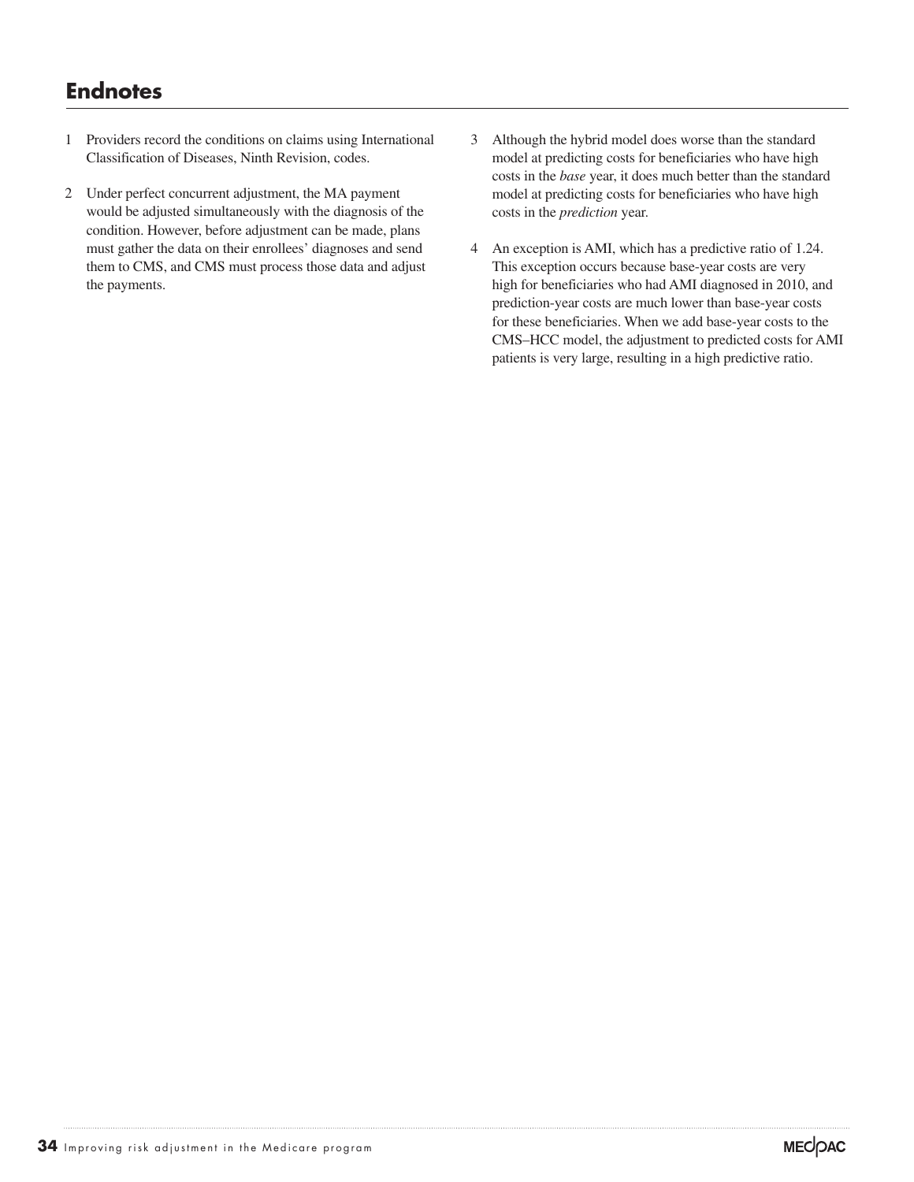## Endnotes

1. Providers record the conditions on claims using International Classification of Diseases, Ninth Revision, codes.

2. Under perfect concurrent adjustment, the MA payment would be adjusted simultaneously with the diagnosis of the condition. However, before adjustment can be made, plans must gather the data on their enrollees' diagnoses and send them to CMS, and CMS must process those data and adjust the payments.

3. Although the hybrid model does worse than the standard model at predicting costs for beneficiaries who have high costs in the *base* year, it does much better than the standard model at predicting costs for beneficiaries who have high costs in the *prediction* year.

4. An exception is AMI, which has a predictive ratio of 1.24. This exception occurs because base-year costs are very high for beneficiaries who had AMI diagnosed in 2010, and prediction-year costs are much lower than base-year costs for these beneficiaries. When we add base-year costs to the CMS–HCC model, the adjustment to predicted costs for AMI patients is very large, resulting in a high predictive ratio.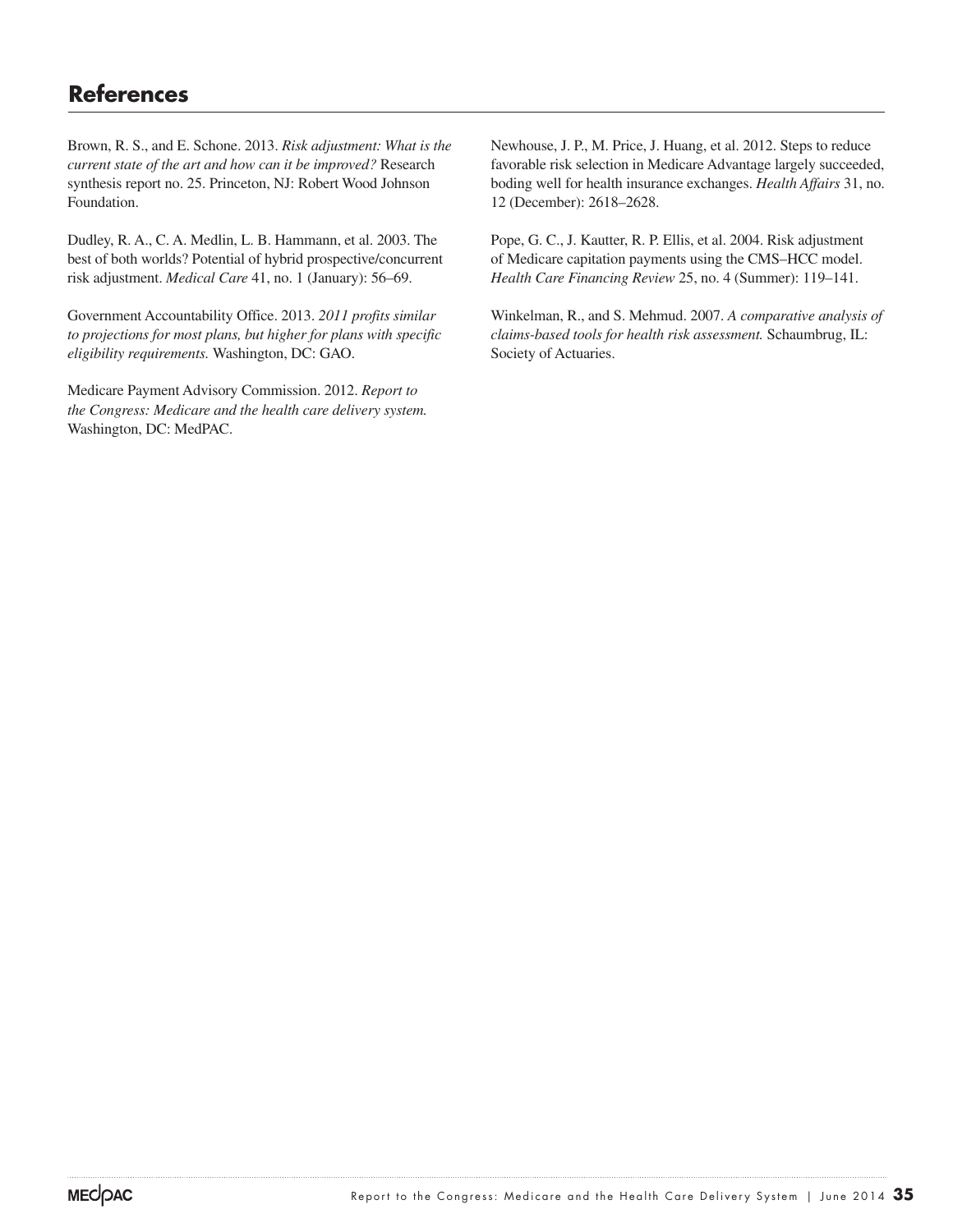# References

Brown, R. S., and E. Schone. 2013. *Risk adjustment: What is the current state of the art and how can it be improved?* Research synthesis report no. 25. Princeton, NJ: Robert Wood Johnson Foundation.

Dudley, R. A., C. A. Medlin, L. B. Hammann, et al. 2003. The best of both worlds? Potential of hybrid prospective/concurrent risk adjustment. *Medical Care* 41, no. 1 (January): 56–69.

Government Accountability Office. 2013. *2011 profits similar to projections for most plans, but higher for plans with specific eligibility requirements.* Washington, DC: GAO.

Medicare Payment Advisory Commission. 2012. *Report to the Congress: Medicare and the health care delivery system.* Washington, DC: MedPAC.

Newhouse, J. P., M. Price, J. Huang, et al. 2012. Steps to reduce favorable risk selection in Medicare Advantage largely succeeded, boding well for health insurance exchanges. *Health Affairs* 31, no. 12 (December): 2618–2628.

Pope, G. C., J. Kautter, R. P. Ellis, et al. 2004. Risk adjustment of Medicare capitation payments using the CMS–HCC model. *Health Care Financing Review* 25, no. 4 (Summer): 119–141.

Winkelman, R., and S. Mehmud. 2007. *A comparative analysis of claims-based tools for health risk assessment.* Schaumbrug, IL: Society of Actuaries.